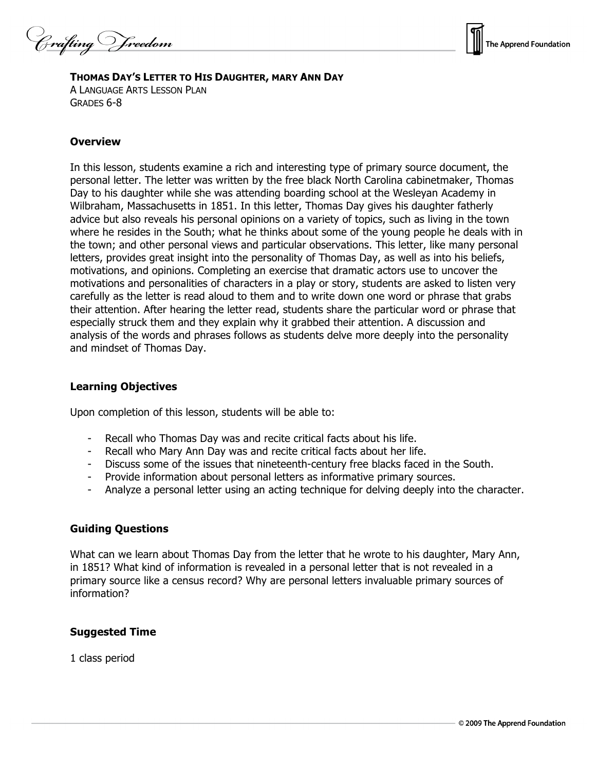**THOMAS DAY'S LETTER TO HIS DAUGHTER, MARY ANN DAY**
A LANGUAGE ARTS LESSON PLAN
GRADES 6-8

## Overview

In this lesson, students examine a rich and interesting type of primary source document, the personal letter. The letter was written by the free black North Carolina cabinetmaker, Thomas Day to his daughter while she was attending boarding school at the Wesleyan Academy in Wilbraham, Massachusetts in 1851. In this letter, Thomas Day gives his daughter fatherly advice but also reveals his personal opinions on a variety of topics, such as living in the town where he resides in the South; what he thinks about some of the young people he deals with in the town; and other personal views and particular observations. This letter, like many personal letters, provides great insight into the personality of Thomas Day, as well as into his beliefs, motivations, and opinions. Completing an exercise that dramatic actors use to uncover the motivations and personalities of characters in a play or story, students are asked to listen very carefully as the letter is read aloud to them and to write down one word or phrase that grabs their attention. After hearing the letter read, students share the particular word or phrase that especially struck them and they explain why it grabbed their attention. A discussion and analysis of the words and phrases follows as students delve more deeply into the personality and mindset of Thomas Day.

## Learning Objectives

Upon completion of this lesson, students will be able to:

- Recall who Thomas Day was and recite critical facts about his life.
- Recall who Mary Ann Day was and recite critical facts about her life.
- Discuss some of the issues that nineteenth-century free blacks faced in the South.
- Provide information about personal letters as informative primary sources.
- Analyze a personal letter using an acting technique for delving deeply into the character.

## Guiding Questions

What can we learn about Thomas Day from the letter that he wrote to his daughter, Mary Ann, in 1851? What kind of information is revealed in a personal letter that is not revealed in a primary source like a census record? Why are personal letters invaluable primary sources of information?

## Suggested Time

1 class period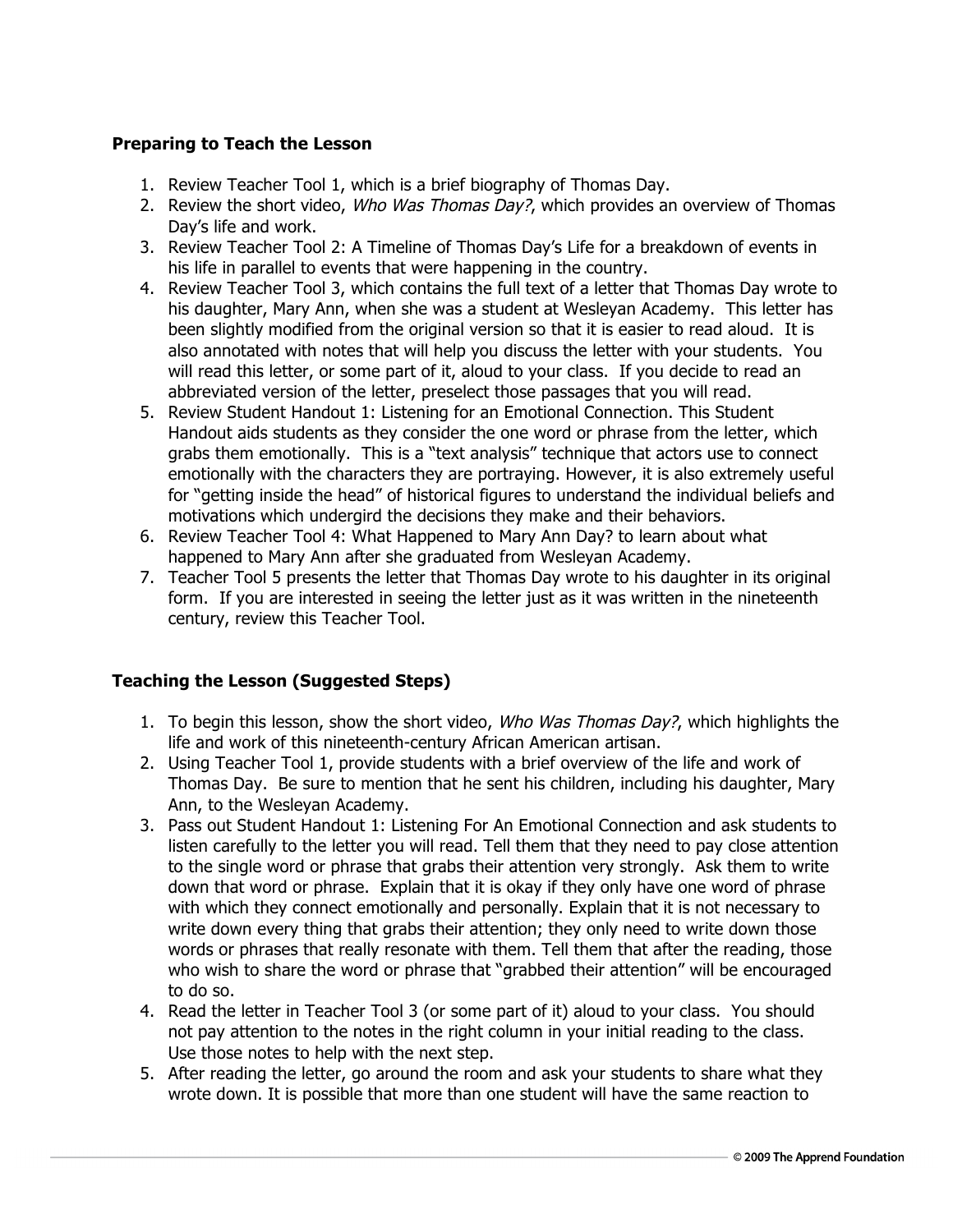**Preparing to Teach the Lesson**

1. Review Teacher Tool 1, which is a brief biography of Thomas Day.
2. Review the short video, *Who Was Thomas Day?*, which provides an overview of Thomas Day's life and work.
3. Review Teacher Tool 2: A Timeline of Thomas Day's Life for a breakdown of events in his life in parallel to events that were happening in the country.
4. Review Teacher Tool 3, which contains the full text of a letter that Thomas Day wrote to his daughter, Mary Ann, when she was a student at Wesleyan Academy. This letter has been slightly modified from the original version so that it is easier to read aloud. It is also annotated with notes that will help you discuss the letter with your students. You will read this letter, or some part of it, aloud to your class. If you decide to read an abbreviated version of the letter, preselect those passages that you will read.
5. Review Student Handout 1: Listening for an Emotional Connection. This Student Handout aids students as they consider the one word or phrase from the letter, which grabs them emotionally. This is a "text analysis" technique that actors use to connect emotionally with the characters they are portraying. However, it is also extremely useful for "getting inside the head" of historical figures to understand the individual beliefs and motivations which undergird the decisions they make and their behaviors.
6. Review Teacher Tool 4: What Happened to Mary Ann Day? to learn about what happened to Mary Ann after she graduated from Wesleyan Academy.
7. Teacher Tool 5 presents the letter that Thomas Day wrote to his daughter in its original form. If you are interested in seeing the letter just as it was written in the nineteenth century, review this Teacher Tool.

**Teaching the Lesson (Suggested Steps)**

1. To begin this lesson, show the short video, *Who Was Thomas Day?*, which highlights the life and work of this nineteenth-century African American artisan.
2. Using Teacher Tool 1, provide students with a brief overview of the life and work of Thomas Day. Be sure to mention that he sent his children, including his daughter, Mary Ann, to the Wesleyan Academy.
3. Pass out Student Handout 1: Listening For An Emotional Connection and ask students to listen carefully to the letter you will read. Tell them that they need to pay close attention to the single word or phrase that grabs their attention very strongly. Ask them to write down that word or phrase. Explain that it is okay if they only have one word of phrase with which they connect emotionally and personally. Explain that it is not necessary to write down every thing that grabs their attention; they only need to write down those words or phrases that really resonate with them. Tell them that after the reading, those who wish to share the word or phrase that "grabbed their attention" will be encouraged to do so.
4. Read the letter in Teacher Tool 3 (or some part of it) aloud to your class. You should not pay attention to the notes in the right column in your initial reading to the class. Use those notes to help with the next step.
5. After reading the letter, go around the room and ask your students to share what they wrote down. It is possible that more than one student will have the same reaction to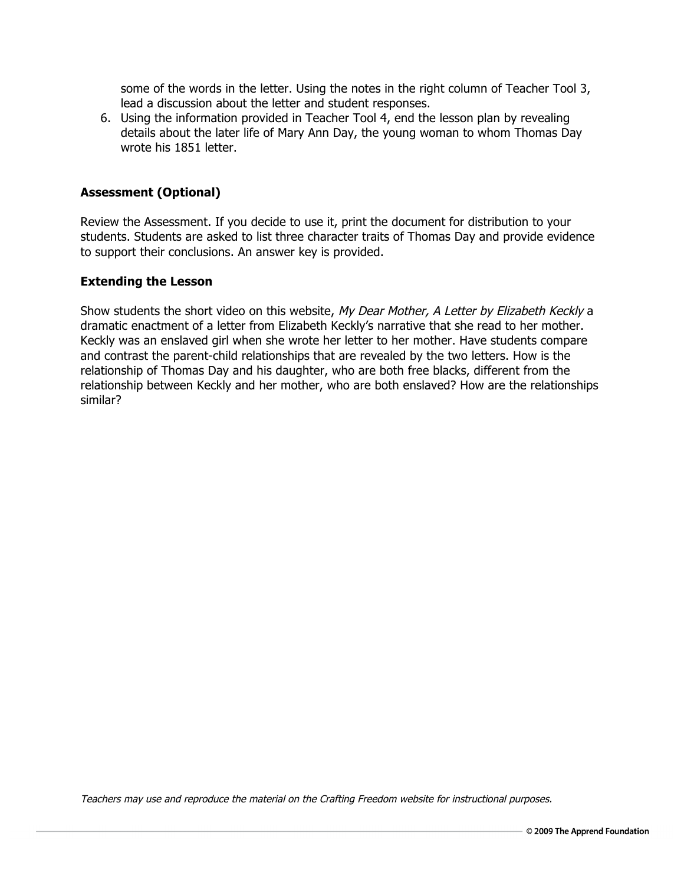some of the words in the letter. Using the notes in the right column of Teacher Tool 3, lead a discussion about the letter and student responses.

6. Using the information provided in Teacher Tool 4, end the lesson plan by revealing details about the later life of Mary Ann Day, the young woman to whom Thomas Day wrote his 1851 letter.

**Assessment (Optional)**

Review the Assessment. If you decide to use it, print the document for distribution to your students. Students are asked to list three character traits of Thomas Day and provide evidence to support their conclusions. An answer key is provided.

**Extending the Lesson**

Show students the short video on this website, *My Dear Mother, A Letter by Elizabeth Keckly* a dramatic enactment of a letter from Elizabeth Keckly's narrative that she read to her mother. Keckly was an enslaved girl when she wrote her letter to her mother. Have students compare and contrast the parent-child relationships that are revealed by the two letters. How is the relationship of Thomas Day and his daughter, who are both free blacks, different from the relationship between Keckly and her mother, who are both enslaved? How are the relationships similar?

*Teachers may use and reproduce the material on the Crafting Freedom website for instructional purposes.*

© 2009 The Apprend Foundation